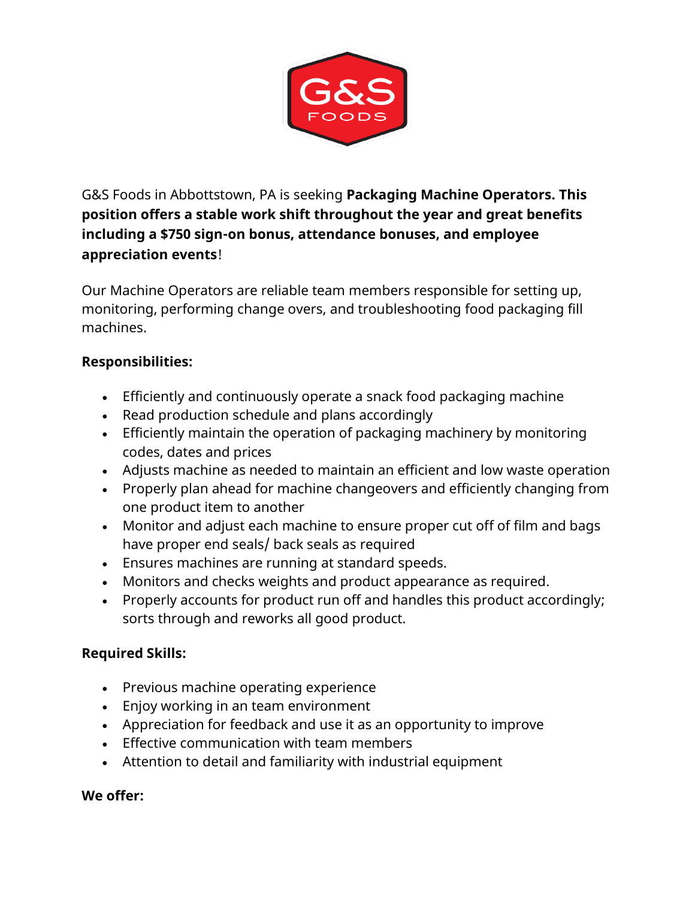G&S Foods in Abbottstown, PA is seeking **Packaging Machine Operators. This position offers a stable work shift throughout the year and great benefits including a $750 sign-on bonus, attendance bonuses, and employee appreciation events**!

Our Machine Operators are reliable team members responsible for setting up, monitoring, performing change overs, and troubleshooting food packaging fill machines.

**Responsibilities:**

- Efficiently and continuously operate a snack food packaging machine
- Read production schedule and plans accordingly
- Efficiently maintain the operation of packaging machinery by monitoring codes, dates and prices
- Adjusts machine as needed to maintain an efficient and low waste operation
- Properly plan ahead for machine changeovers and efficiently changing from one product item to another
- Monitor and adjust each machine to ensure proper cut off of film and bags have proper end seals/ back seals as required
- Ensures machines are running at standard speeds.
- Monitors and checks weights and product appearance as required.
- Properly accounts for product run off and handles this product accordingly; sorts through and reworks all good product.

**Required Skills:**

- Previous machine operating experience
- Enjoy working in an team environment
- Appreciation for feedback and use it as an opportunity to improve
- Effective communication with team members
- Attention to detail and familiarity with industrial equipment

**We offer:**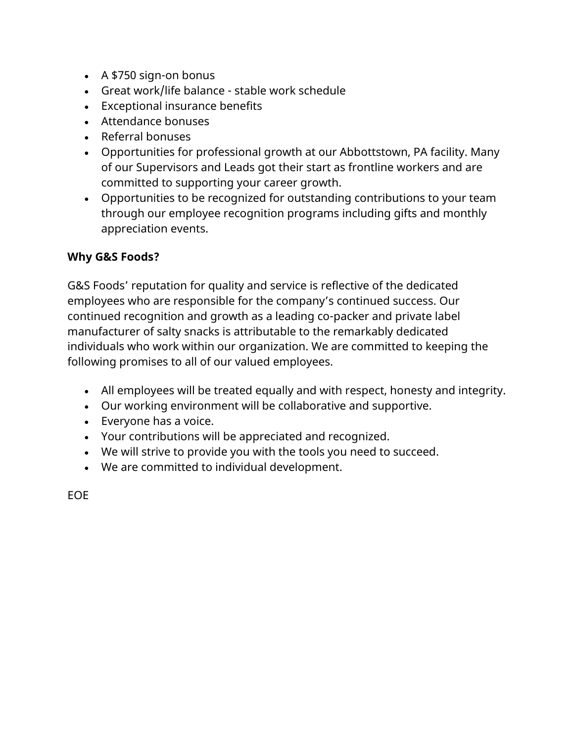- A $750 sign-on bonus
- Great work/life balance - stable work schedule
- Exceptional insurance benefits
- Attendance bonuses
- Referral bonuses
- Opportunities for professional growth at our Abbottstown, PA facility. Many of our Supervisors and Leads got their start as frontline workers and are committed to supporting your career growth.
- Opportunities to be recognized for outstanding contributions to your team through our employee recognition programs including gifts and monthly appreciation events.

**Why G&S Foods?**

G&S Foods' reputation for quality and service is reflective of the dedicated employees who are responsible for the company's continued success. Our continued recognition and growth as a leading co-packer and private label manufacturer of salty snacks is attributable to the remarkably dedicated individuals who work within our organization. We are committed to keeping the following promises to all of our valued employees.

- All employees will be treated equally and with respect, honesty and integrity.
- Our working environment will be collaborative and supportive.
- Everyone has a voice.
- Your contributions will be appreciated and recognized.
- We will strive to provide you with the tools you need to succeed.
- We are committed to individual development.

EOE